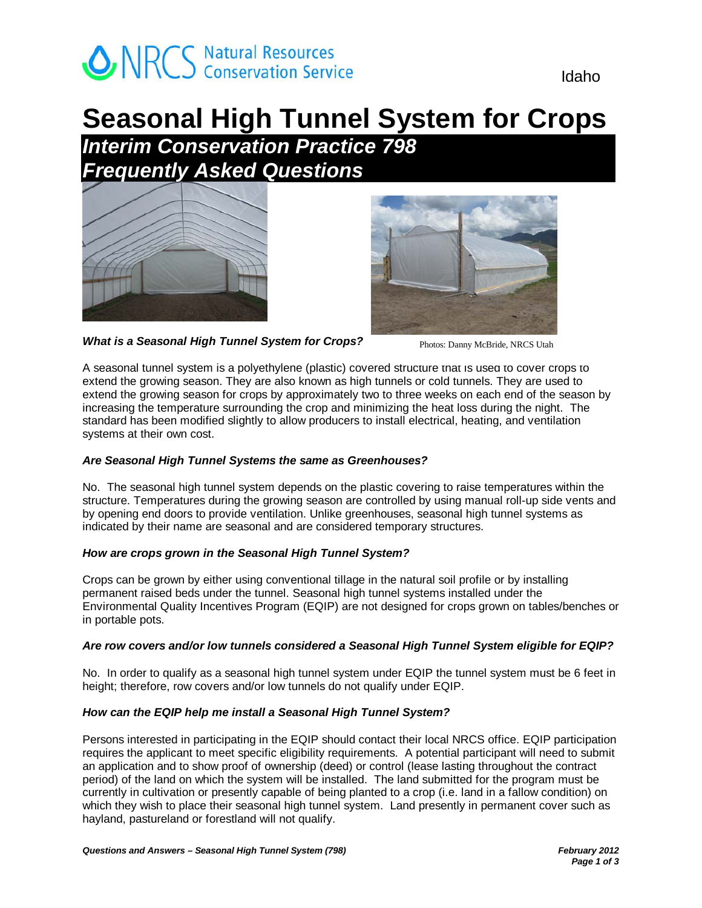NRCS Natural Resources Conservation Service

Idaho

# Seasonal High Tunnel System for Crops

## *Interim Conservation Practice 798*
## *Frequently Asked Questions*

Photos: Danny McBride, NRCS Utah

### *What is a Seasonal High Tunnel System for Crops?*

A seasonal tunnel system is a polyethylene (plastic) covered structure that is used to cover crops to extend the growing season. They are also known as high tunnels or cold tunnels. They are used to extend the growing season for crops by approximately two to three weeks on each end of the season by increasing the temperature surrounding the crop and minimizing the heat loss during the night. The standard has been modified slightly to allow producers to install electrical, heating, and ventilation systems at their own cost.

### *Are Seasonal High Tunnel Systems the same as Greenhouses?*

No. The seasonal high tunnel system depends on the plastic covering to raise temperatures within the structure. Temperatures during the growing season are controlled by using manual roll-up side vents and by opening end doors to provide ventilation. Unlike greenhouses, seasonal high tunnel systems as indicated by their name are seasonal and are considered temporary structures.

### *How are crops grown in the Seasonal High Tunnel System?*

Crops can be grown by either using conventional tillage in the natural soil profile or by installing permanent raised beds under the tunnel. Seasonal high tunnel systems installed under the Environmental Quality Incentives Program (EQIP) are not designed for crops grown on tables/benches or in portable pots.

### *Are row covers and/or low tunnels considered a Seasonal High Tunnel System eligible for EQIP?*

No. In order to qualify as a seasonal high tunnel system under EQIP the tunnel system must be 6 feet in height; therefore, row covers and/or low tunnels do not qualify under EQIP.

### *How can the EQIP help me install a Seasonal High Tunnel System?*

Persons interested in participating in the EQIP should contact their local NRCS office. EQIP participation requires the applicant to meet specific eligibility requirements. A potential participant will need to submit an application and to show proof of ownership (deed) or control (lease lasting throughout the contract period) of the land on which the system will be installed. The land submitted for the program must be currently in cultivation or presently capable of being planted to a crop (i.e. land in a fallow condition) on which they wish to place their seasonal high tunnel system. Land presently in permanent cover such as hayland, pastureland or forestland will not qualify.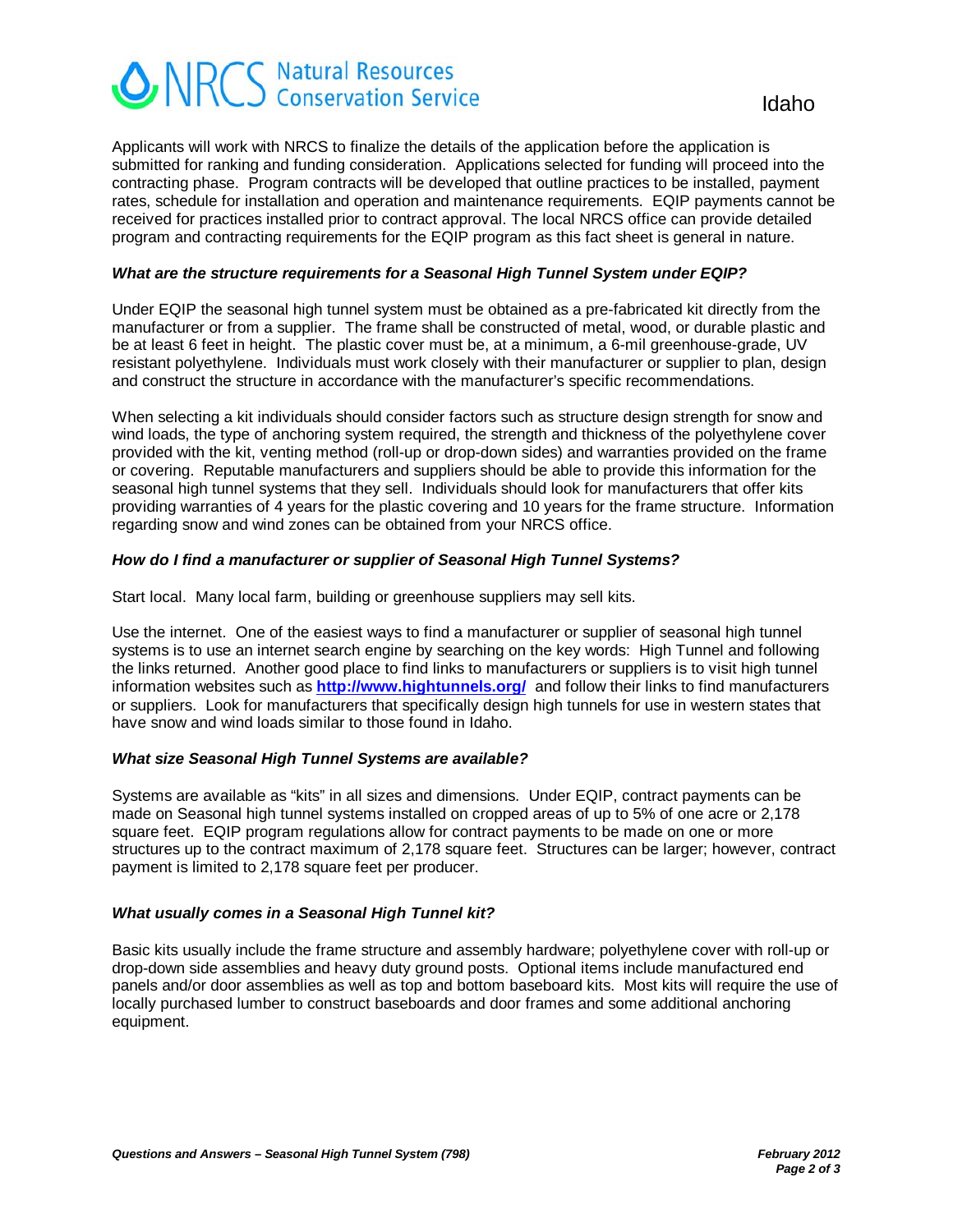Applicants will work with NRCS to finalize the details of the application before the application is submitted for ranking and funding consideration. Applications selected for funding will proceed into the contracting phase. Program contracts will be developed that outline practices to be installed, payment rates, schedule for installation and operation and maintenance requirements. EQIP payments cannot be received for practices installed prior to contract approval. The local NRCS office can provide detailed program and contracting requirements for the EQIP program as this fact sheet is general in nature.

### *What are the structure requirements for a Seasonal High Tunnel System under EQIP?*

Under EQIP the seasonal high tunnel system must be obtained as a pre-fabricated kit directly from the manufacturer or from a supplier. The frame shall be constructed of metal, wood, or durable plastic and be at least 6 feet in height. The plastic cover must be, at a minimum, a 6-mil greenhouse-grade, UV resistant polyethylene. Individuals must work closely with their manufacturer or supplier to plan, design and construct the structure in accordance with the manufacturer's specific recommendations.

When selecting a kit individuals should consider factors such as structure design strength for snow and wind loads, the type of anchoring system required, the strength and thickness of the polyethylene cover provided with the kit, venting method (roll-up or drop-down sides) and warranties provided on the frame or covering. Reputable manufacturers and suppliers should be able to provide this information for the seasonal high tunnel systems that they sell. Individuals should look for manufacturers that offer kits providing warranties of 4 years for the plastic covering and 10 years for the frame structure. Information regarding snow and wind zones can be obtained from your NRCS office.

### *How do I find a manufacturer or supplier of Seasonal High Tunnel Systems?*

Start local. Many local farm, building or greenhouse suppliers may sell kits.

Use the internet. One of the easiest ways to find a manufacturer or supplier of seasonal high tunnel systems is to use an internet search engine by searching on the key words: High Tunnel and following the links returned. Another good place to find links to manufacturers or suppliers is to visit high tunnel information websites such as **http://www.hightunnels.org/** and follow their links to find manufacturers or suppliers. Look for manufacturers that specifically design high tunnels for use in western states that have snow and wind loads similar to those found in Idaho.

### *What size Seasonal High Tunnel Systems are available?*

Systems are available as "kits" in all sizes and dimensions. Under EQIP, contract payments can be made on Seasonal high tunnel systems installed on cropped areas of up to 5% of one acre or 2,178 square feet. EQIP program regulations allow for contract payments to be made on one or more structures up to the contract maximum of 2,178 square feet. Structures can be larger; however, contract payment is limited to 2,178 square feet per producer.

### *What usually comes in a Seasonal High Tunnel kit?*

Basic kits usually include the frame structure and assembly hardware; polyethylene cover with roll-up or drop-down side assemblies and heavy duty ground posts. Optional items include manufactured end panels and/or door assemblies as well as top and bottom baseboard kits. Most kits will require the use of locally purchased lumber to construct baseboards and door frames and some additional anchoring equipment.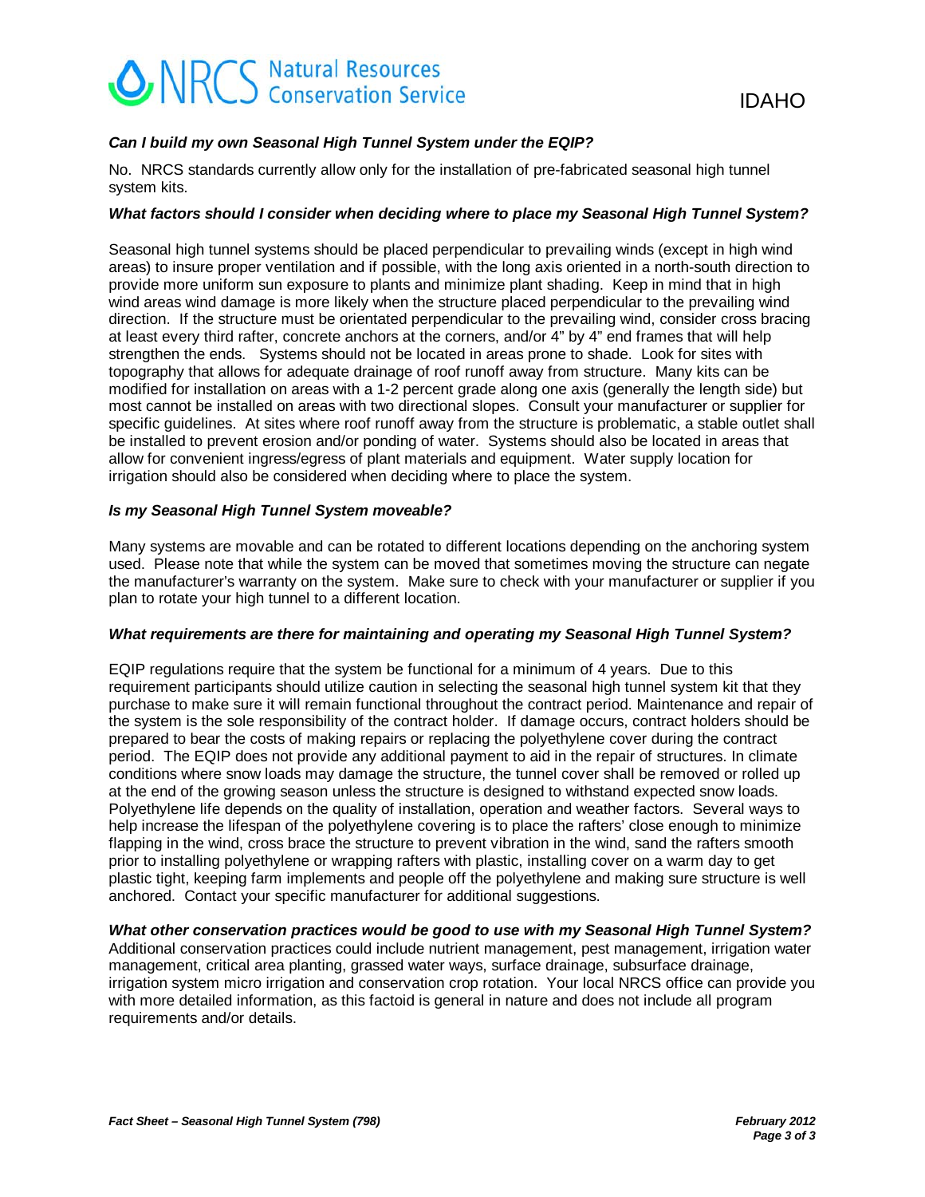### *Can I build my own Seasonal High Tunnel System under the EQIP?*

No. NRCS standards currently allow only for the installation of pre-fabricated seasonal high tunnel system kits.

### *What factors should I consider when deciding where to place my Seasonal High Tunnel System?*

Seasonal high tunnel systems should be placed perpendicular to prevailing winds (except in high wind areas) to insure proper ventilation and if possible, with the long axis oriented in a north-south direction to provide more uniform sun exposure to plants and minimize plant shading. Keep in mind that in high wind areas wind damage is more likely when the structure placed perpendicular to the prevailing wind direction. If the structure must be orientated perpendicular to the prevailing wind, consider cross bracing at least every third rafter, concrete anchors at the corners, and/or 4" by 4" end frames that will help strengthen the ends. Systems should not be located in areas prone to shade. Look for sites with topography that allows for adequate drainage of roof runoff away from structure. Many kits can be modified for installation on areas with a 1-2 percent grade along one axis (generally the length side) but most cannot be installed on areas with two directional slopes. Consult your manufacturer or supplier for specific guidelines. At sites where roof runoff away from the structure is problematic, a stable outlet shall be installed to prevent erosion and/or ponding of water. Systems should also be located in areas that allow for convenient ingress/egress of plant materials and equipment. Water supply location for irrigation should also be considered when deciding where to place the system.

### *Is my Seasonal High Tunnel System moveable?*

Many systems are movable and can be rotated to different locations depending on the anchoring system used. Please note that while the system can be moved that sometimes moving the structure can negate the manufacturer's warranty on the system. Make sure to check with your manufacturer or supplier if you plan to rotate your high tunnel to a different location.

### *What requirements are there for maintaining and operating my Seasonal High Tunnel System?*

EQIP regulations require that the system be functional for a minimum of 4 years. Due to this requirement participants should utilize caution in selecting the seasonal high tunnel system kit that they purchase to make sure it will remain functional throughout the contract period. Maintenance and repair of the system is the sole responsibility of the contract holder. If damage occurs, contract holders should be prepared to bear the costs of making repairs or replacing the polyethylene cover during the contract period. The EQIP does not provide any additional payment to aid in the repair of structures. In climate conditions where snow loads may damage the structure, the tunnel cover shall be removed or rolled up at the end of the growing season unless the structure is designed to withstand expected snow loads. Polyethylene life depends on the quality of installation, operation and weather factors. Several ways to help increase the lifespan of the polyethylene covering is to place the rafters' close enough to minimize flapping in the wind, cross brace the structure to prevent vibration in the wind, sand the rafters smooth prior to installing polyethylene or wrapping rafters with plastic, installing cover on a warm day to get plastic tight, keeping farm implements and people off the polyethylene and making sure structure is well anchored. Contact your specific manufacturer for additional suggestions.

### *What other conservation practices would be good to use with my Seasonal High Tunnel System?*

Additional conservation practices could include nutrient management, pest management, irrigation water management, critical area planting, grassed water ways, surface drainage, subsurface drainage, irrigation system micro irrigation and conservation crop rotation. Your local NRCS office can provide you with more detailed information, as this factoid is general in nature and does not include all program requirements and/or details.